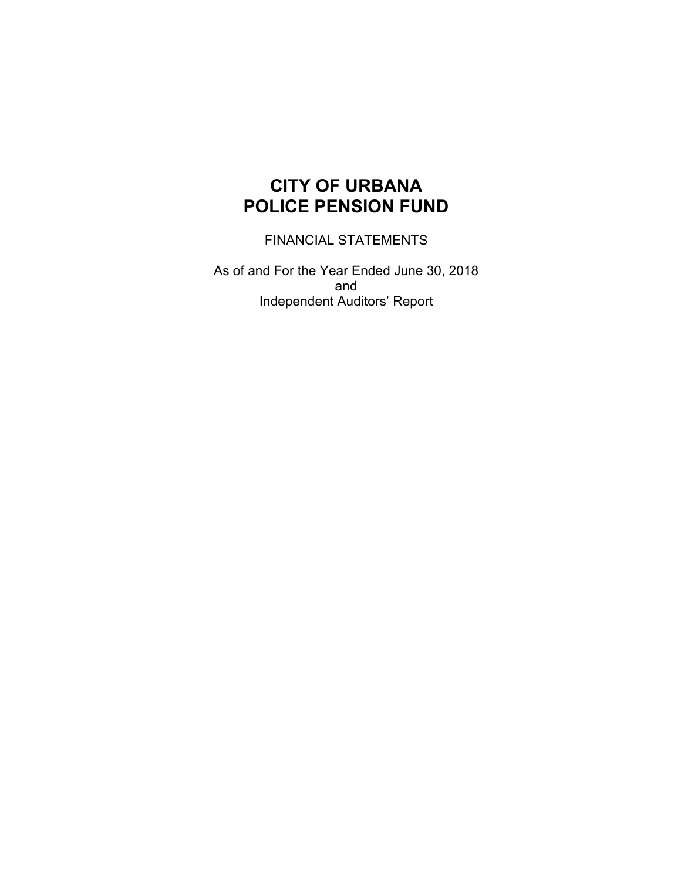# CITY OF URBANA
# POLICE PENSION FUND

FINANCIAL STATEMENTS

As of and For the Year Ended June 30, 2018
and
Independent Auditors' Report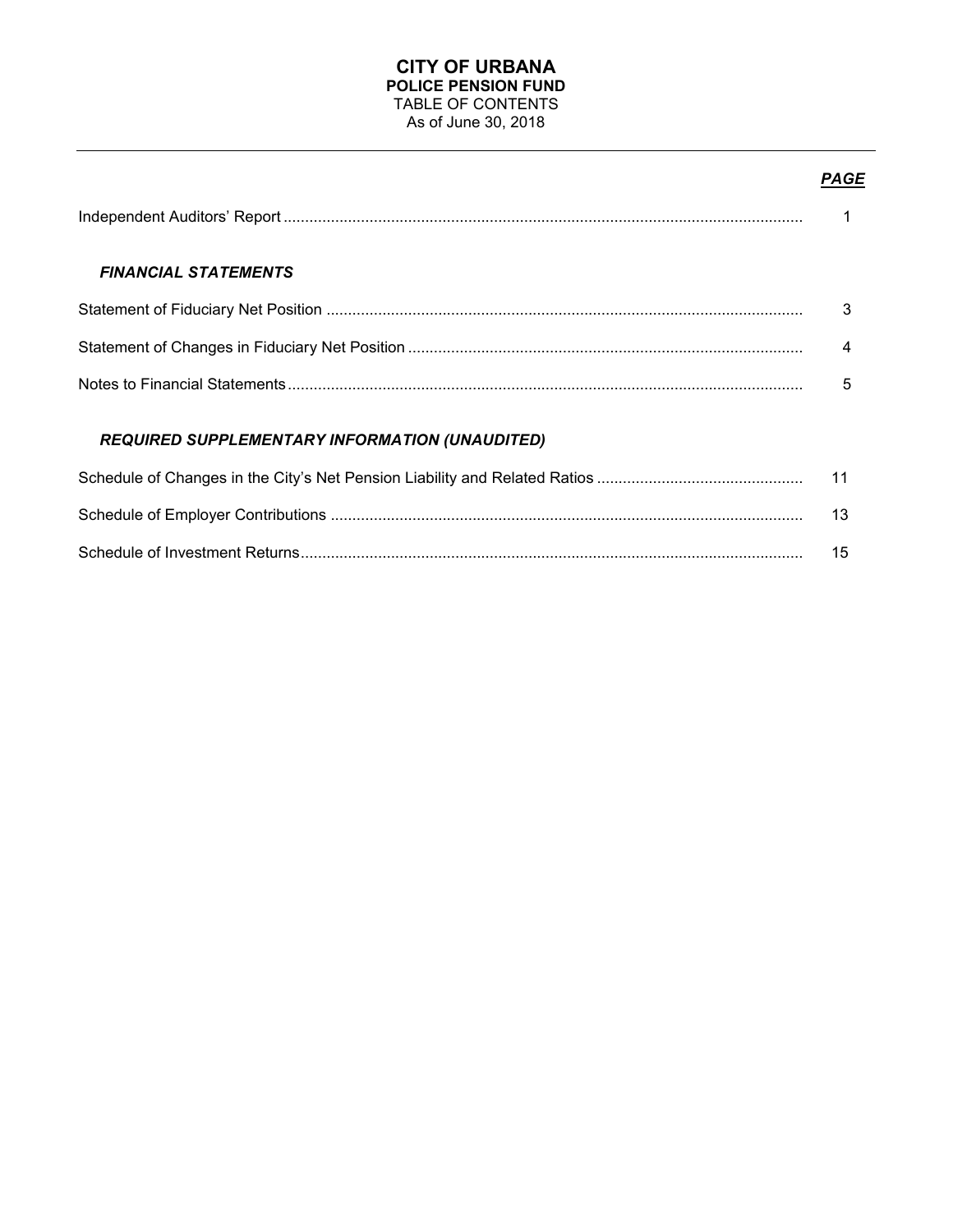# CITY OF URBANA
## POLICE PENSION FUND
TABLE OF CONTENTS
As of June 30, 2018

| | ***PAGE*** |
|---|---|
| Independent Auditors' Report | 1 |
| ***FINANCIAL STATEMENTS*** | |
| Statement of Fiduciary Net Position | 3 |
| Statement of Changes in Fiduciary Net Position | 4 |
| Notes to Financial Statements | 5 |
| ***REQUIRED SUPPLEMENTARY INFORMATION (UNAUDITED)*** | |
| Schedule of Changes in the City's Net Pension Liability and Related Ratios | 11 |
| Schedule of Employer Contributions | 13 |
| Schedule of Investment Returns | 15 |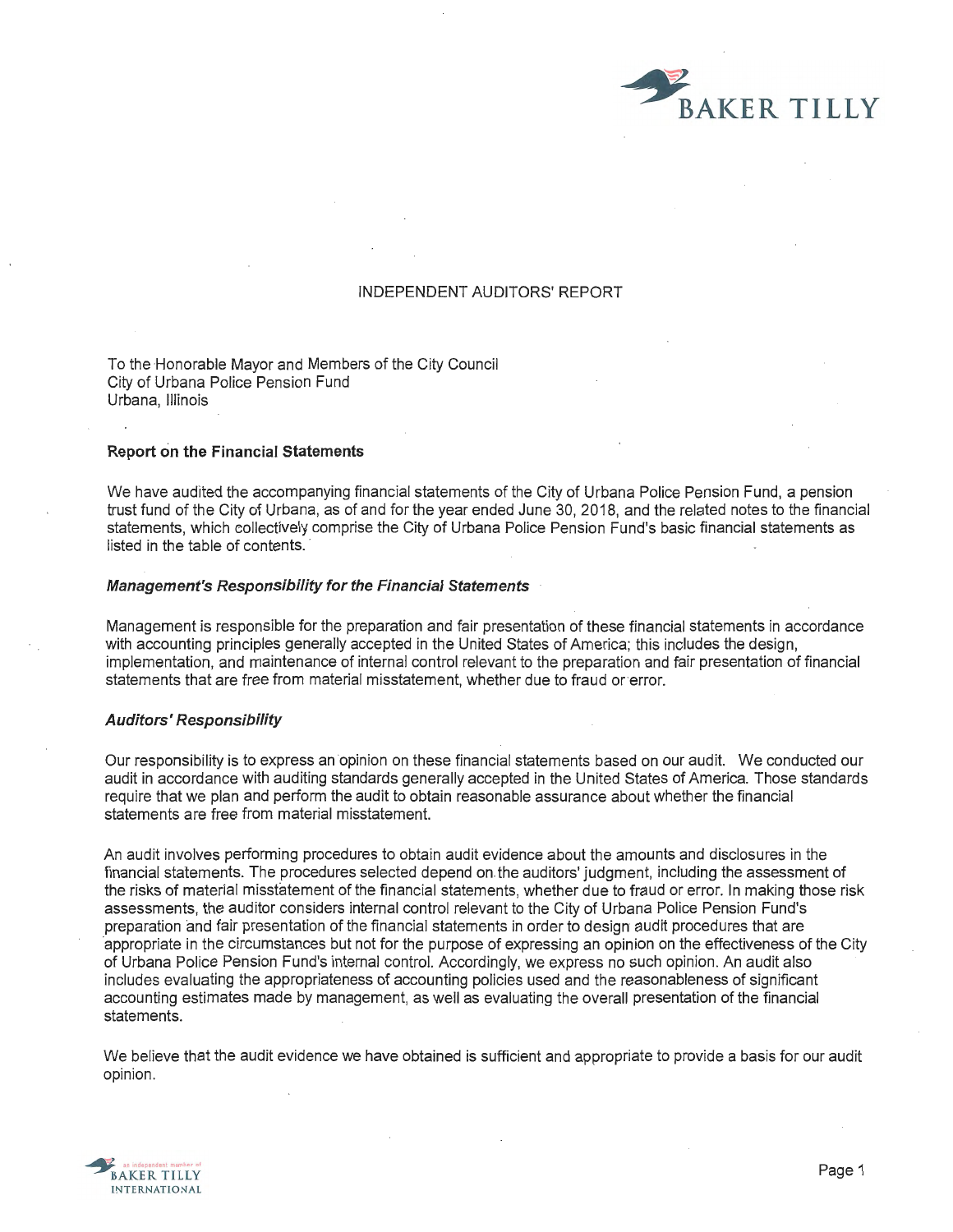# INDEPENDENT AUDITORS' REPORT

To the Honorable Mayor and Members of the City Council
City of Urbana Police Pension Fund
Urbana, Illinois

## Report on the Financial Statements

We have audited the accompanying financial statements of the City of Urbana Police Pension Fund, a pension trust fund of the City of Urbana, as of and for the year ended June 30, 2018, and the related notes to the financial statements, which collectively comprise the City of Urbana Police Pension Fund's basic financial statements as listed in the table of contents.

### *Management's Responsibility for the Financial Statements*

Management is responsible for the preparation and fair presentation of these financial statements in accordance with accounting principles generally accepted in the United States of America; this includes the design, implementation, and maintenance of internal control relevant to the preparation and fair presentation of financial statements that are free from material misstatement, whether due to fraud or error.

### *Auditors' Responsibility*

Our responsibility is to express an opinion on these financial statements based on our audit. We conducted our audit in accordance with auditing standards generally accepted in the United States of America. Those standards require that we plan and perform the audit to obtain reasonable assurance about whether the financial statements are free from material misstatement.

An audit involves performing procedures to obtain audit evidence about the amounts and disclosures in the financial statements. The procedures selected depend on the auditors' judgment, including the assessment of the risks of material misstatement of the financial statements, whether due to fraud or error. In making those risk assessments, the auditor considers internal control relevant to the City of Urbana Police Pension Fund's preparation and fair presentation of the financial statements in order to design audit procedures that are appropriate in the circumstances but not for the purpose of expressing an opinion on the effectiveness of the City of Urbana Police Pension Fund's internal control. Accordingly, we express no such opinion. An audit also includes evaluating the appropriateness of accounting policies used and the reasonableness of significant accounting estimates made by management, as well as evaluating the overall presentation of the financial statements.

We believe that the audit evidence we have obtained is sufficient and appropriate to provide a basis for our audit opinion.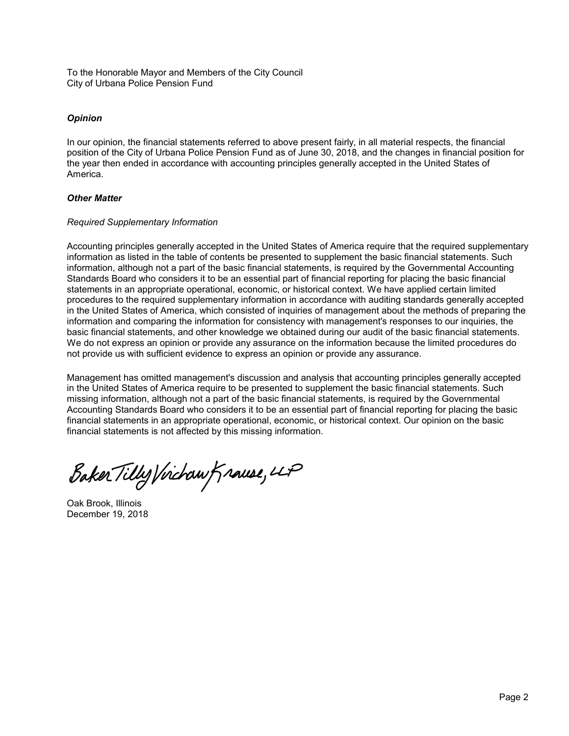To the Honorable Mayor and Members of the City Council
City of Urbana Police Pension Fund

### *Opinion*

In our opinion, the financial statements referred to above present fairly, in all material respects, the financial position of the City of Urbana Police Pension Fund as of June 30, 2018, and the changes in financial position for the year then ended in accordance with accounting principles generally accepted in the United States of America.

### *Other Matter*

*Required Supplementary Information*

Accounting principles generally accepted in the United States of America require that the required supplementary information as listed in the table of contents be presented to supplement the basic financial statements. Such information, although not a part of the basic financial statements, is required by the Governmental Accounting Standards Board who considers it to be an essential part of financial reporting for placing the basic financial statements in an appropriate operational, economic, or historical context. We have applied certain limited procedures to the required supplementary information in accordance with auditing standards generally accepted in the United States of America, which consisted of inquiries of management about the methods of preparing the information and comparing the information for consistency with management's responses to our inquiries, the basic financial statements, and other knowledge we obtained during our audit of the basic financial statements. We do not express an opinion or provide any assurance on the information because the limited procedures do not provide us with sufficient evidence to express an opinion or provide any assurance.

Management has omitted management's discussion and analysis that accounting principles generally accepted in the United States of America require to be presented to supplement the basic financial statements. Such missing information, although not a part of the basic financial statements, is required by the Governmental Accounting Standards Board who considers it to be an essential part of financial reporting for placing the basic financial statements in an appropriate operational, economic, or historical context. Our opinion on the basic financial statements is not affected by this missing information.

Baker Tilly Virchow Krause, LLP

Oak Brook, Illinois
December 19, 2018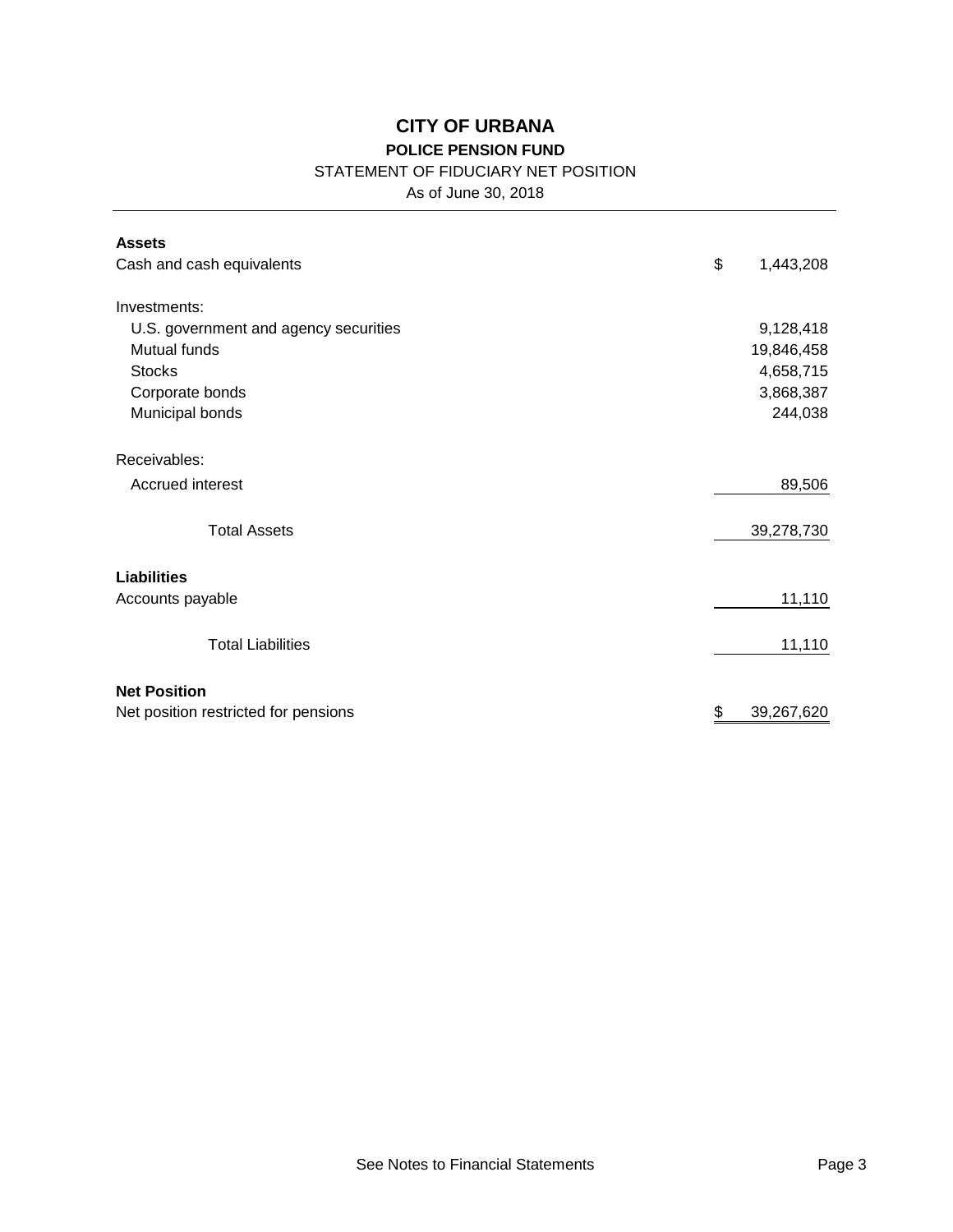# CITY OF URBANA

## POLICE PENSION FUND

STATEMENT OF FIDUCIARY NET POSITION

As of June 30, 2018

| | |
|---|---|
| **Assets** | |
| Cash and cash equivalents | $ 1,443,208 |
| Investments: | |
| U.S. government and agency securities | 9,128,418 |
| Mutual funds | 19,846,458 |
| Stocks | 4,658,715 |
| Corporate bonds | 3,868,387 |
| Municipal bonds | 244,038 |
| Receivables: | |
| Accrued interest | 89,506 |
| Total Assets | 39,278,730 |
| **Liabilities** | |
| Accounts payable | 11,110 |
| Total Liabilities | 11,110 |
| **Net Position** | |
| Net position restricted for pensions | $ 39,267,620 |

See Notes to Financial Statements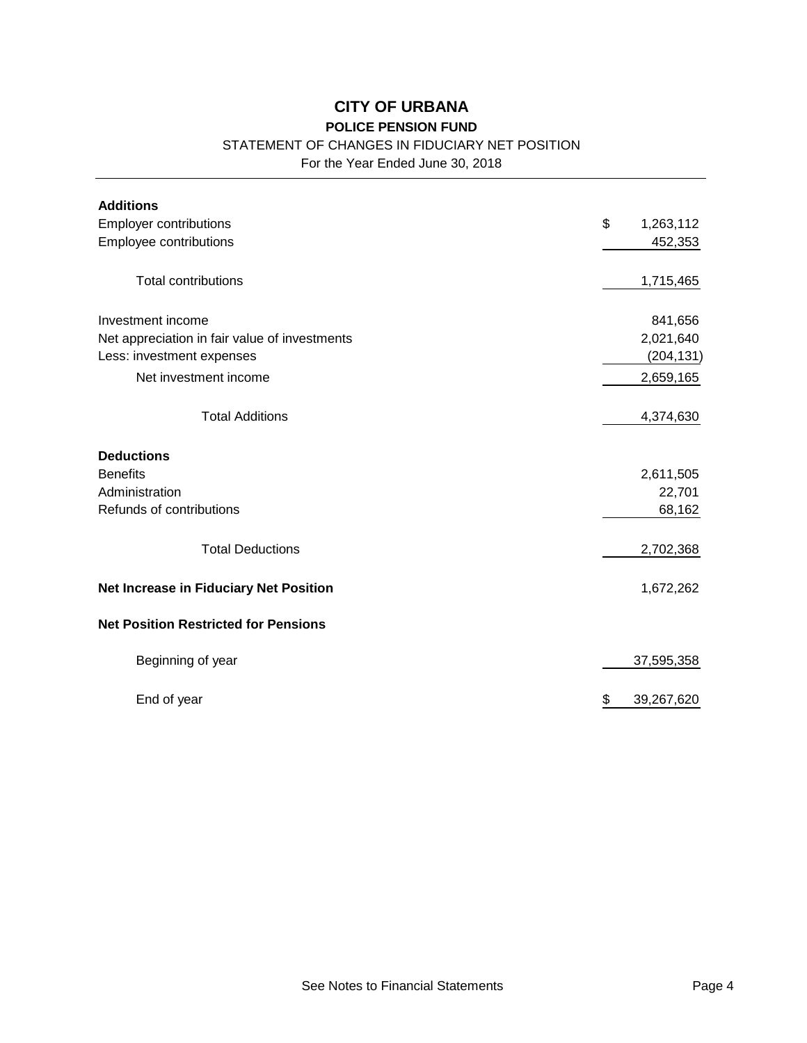# CITY OF URBANA

## POLICE PENSION FUND

### STATEMENT OF CHANGES IN FIDUCIARY NET POSITION

For the Year Ended June 30, 2018

| | |
|---|---|
| **Additions** | |
| Employer contributions | $ 1,263,112 |
| Employee contributions | 452,353 |
| Total contributions | 1,715,465 |
| Investment income | 841,656 |
| Net appreciation in fair value of investments | 2,021,640 |
| Less: investment expenses | (204,131) |
| Net investment income | 2,659,165 |
| Total Additions | 4,374,630 |
| **Deductions** | |
| Benefits | 2,611,505 |
| Administration | 22,701 |
| Refunds of contributions | 68,162 |
| Total Deductions | 2,702,368 |
| **Net Increase in Fiduciary Net Position** | 1,672,262 |
| **Net Position Restricted for Pensions** | |
| Beginning of year | 37,595,358 |
| End of year | $ 39,267,620 |

See Notes to Financial Statements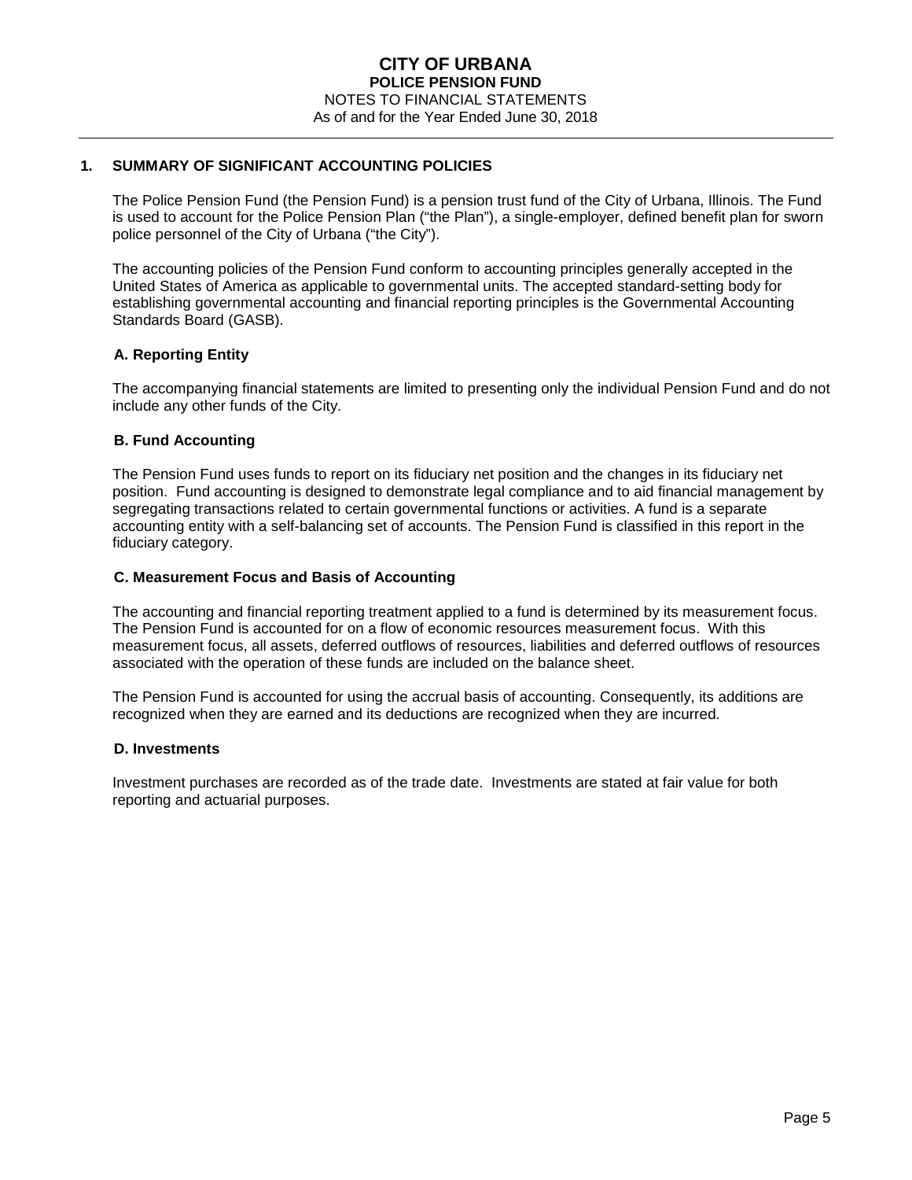# CITY OF URBANA

## POLICE PENSION FUND

NOTES TO FINANCIAL STATEMENTS
As of and for the Year Ended June 30, 2018

---

### 1. SUMMARY OF SIGNIFICANT ACCOUNTING POLICIES

The Police Pension Fund (the Pension Fund) is a pension trust fund of the City of Urbana, Illinois. The Fund is used to account for the Police Pension Plan ("the Plan"), a single-employer, defined benefit plan for sworn police personnel of the City of Urbana ("the City").

The accounting policies of the Pension Fund conform to accounting principles generally accepted in the United States of America as applicable to governmental units. The accepted standard-setting body for establishing governmental accounting and financial reporting principles is the Governmental Accounting Standards Board (GASB).

#### A. Reporting Entity

The accompanying financial statements are limited to presenting only the individual Pension Fund and do not include any other funds of the City.

#### B. Fund Accounting

The Pension Fund uses funds to report on its fiduciary net position and the changes in its fiduciary net position. Fund accounting is designed to demonstrate legal compliance and to aid financial management by segregating transactions related to certain governmental functions or activities. A fund is a separate accounting entity with a self-balancing set of accounts. The Pension Fund is classified in this report in the fiduciary category.

#### C. Measurement Focus and Basis of Accounting

The accounting and financial reporting treatment applied to a fund is determined by its measurement focus. The Pension Fund is accounted for on a flow of economic resources measurement focus. With this measurement focus, all assets, deferred outflows of resources, liabilities and deferred outflows of resources associated with the operation of these funds are included on the balance sheet.

The Pension Fund is accounted for using the accrual basis of accounting. Consequently, its additions are recognized when they are earned and its deductions are recognized when they are incurred.

#### D. Investments

Investment purchases are recorded as of the trade date. Investments are stated at fair value for both reporting and actuarial purposes.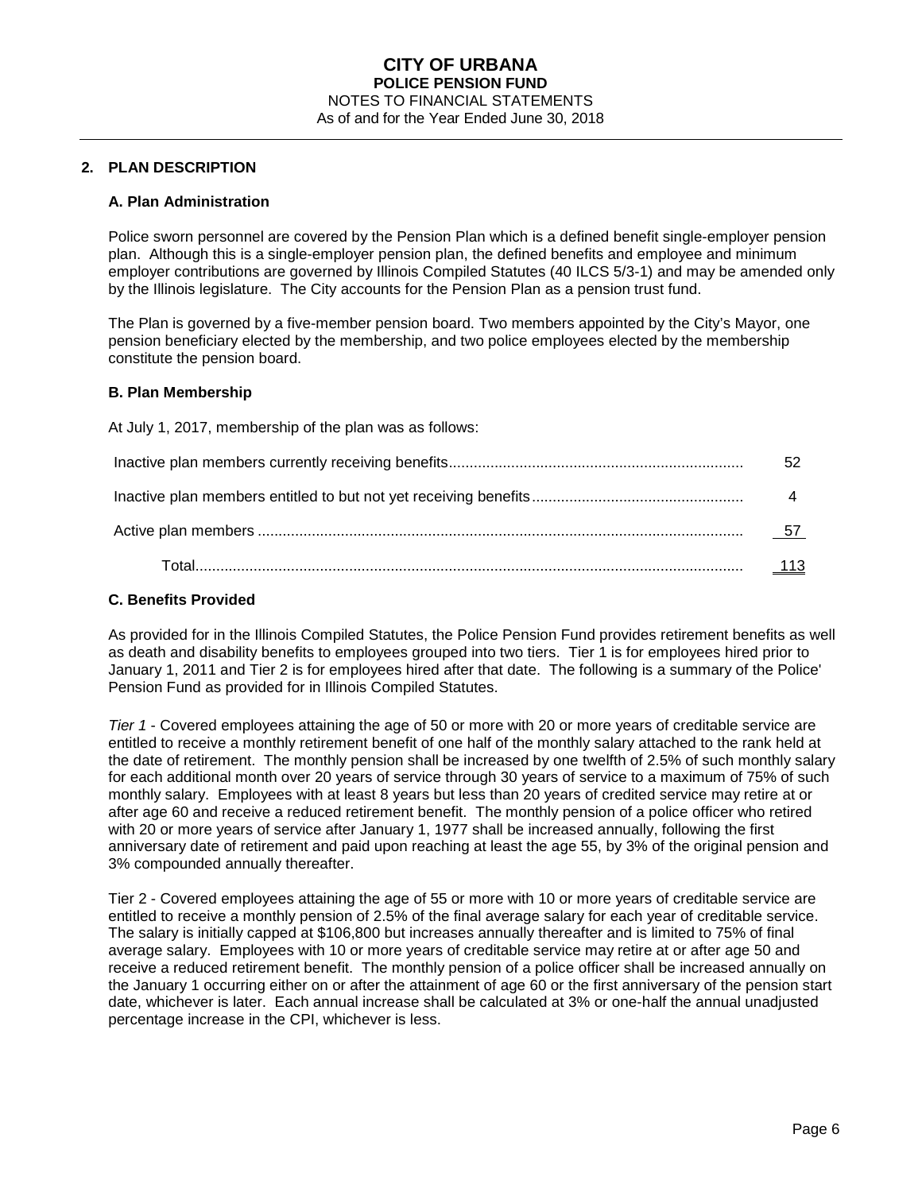## 2. PLAN DESCRIPTION

### A. Plan Administration

Police sworn personnel are covered by the Pension Plan which is a defined benefit single-employer pension plan. Although this is a single-employer pension plan, the defined benefits and employee and minimum employer contributions are governed by Illinois Compiled Statutes (40 ILCS 5/3-1) and may be amended only by the Illinois legislature. The City accounts for the Pension Plan as a pension trust fund.

The Plan is governed by a five-member pension board. Two members appointed by the City's Mayor, one pension beneficiary elected by the membership, and two police employees elected by the membership constitute the pension board.

### B. Plan Membership

At July 1, 2017, membership of the plan was as follows:

| | |
|---|---|
| Inactive plan members currently receiving benefits | 52 |
| Inactive plan members entitled to but not yet receiving benefits | 4 |
| Active plan members | 57 |
| Total | 113 |

### C. Benefits Provided

As provided for in the Illinois Compiled Statutes, the Police Pension Fund provides retirement benefits as well as death and disability benefits to employees grouped into two tiers. Tier 1 is for employees hired prior to January 1, 2011 and Tier 2 is for employees hired after that date. The following is a summary of the Police' Pension Fund as provided for in Illinois Compiled Statutes.

*Tier 1* - Covered employees attaining the age of 50 or more with 20 or more years of creditable service are entitled to receive a monthly retirement benefit of one half of the monthly salary attached to the rank held at the date of retirement. The monthly pension shall be increased by one twelfth of 2.5% of such monthly salary for each additional month over 20 years of service through 30 years of service to a maximum of 75% of such monthly salary. Employees with at least 8 years but less than 20 years of credited service may retire at or after age 60 and receive a reduced retirement benefit. The monthly pension of a police officer who retired with 20 or more years of service after January 1, 1977 shall be increased annually, following the first anniversary date of retirement and paid upon reaching at least the age 55, by 3% of the original pension and 3% compounded annually thereafter.

Tier 2 - Covered employees attaining the age of 55 or more with 10 or more years of creditable service are entitled to receive a monthly pension of 2.5% of the final average salary for each year of creditable service. The salary is initially capped at $106,800 but increases annually thereafter and is limited to 75% of final average salary. Employees with 10 or more years of creditable service may retire at or after age 50 and receive a reduced retirement benefit. The monthly pension of a police officer shall be increased annually on the January 1 occurring either on or after the attainment of age 60 or the first anniversary of the pension start date, whichever is later. Each annual increase shall be calculated at 3% or one-half the annual unadjusted percentage increase in the CPI, whichever is less.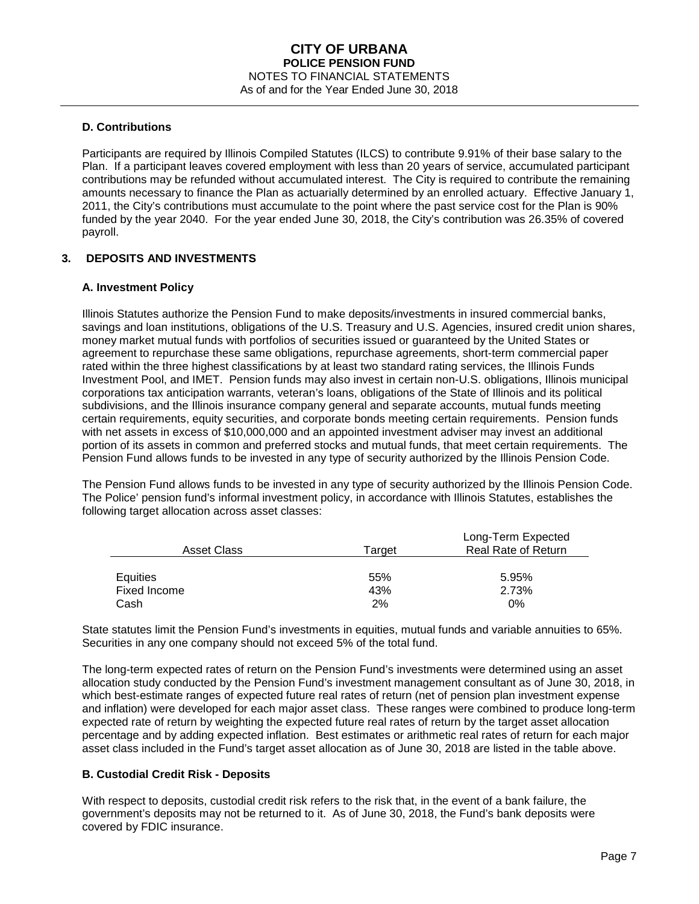**CITY OF URBANA**
**POLICE PENSION FUND**
NOTES TO FINANCIAL STATEMENTS
As of and for the Year Ended June 30, 2018

### D. Contributions

Participants are required by Illinois Compiled Statutes (ILCS) to contribute 9.91% of their base salary to the Plan. If a participant leaves covered employment with less than 20 years of service, accumulated participant contributions may be refunded without accumulated interest. The City is required to contribute the remaining amounts necessary to finance the Plan as actuarially determined by an enrolled actuary. Effective January 1, 2011, the City's contributions must accumulate to the point where the past service cost for the Plan is 90% funded by the year 2040. For the year ended June 30, 2018, the City's contribution was 26.35% of covered payroll.

## 3. DEPOSITS AND INVESTMENTS

### A. Investment Policy

Illinois Statutes authorize the Pension Fund to make deposits/investments in insured commercial banks, savings and loan institutions, obligations of the U.S. Treasury and U.S. Agencies, insured credit union shares, money market mutual funds with portfolios of securities issued or guaranteed by the United States or agreement to repurchase these same obligations, repurchase agreements, short-term commercial paper rated within the three highest classifications by at least two standard rating services, the Illinois Funds Investment Pool, and IMET. Pension funds may also invest in certain non-U.S. obligations, Illinois municipal corporations tax anticipation warrants, veteran's loans, obligations of the State of Illinois and its political subdivisions, and the Illinois insurance company general and separate accounts, mutual funds meeting certain requirements, equity securities, and corporate bonds meeting certain requirements. Pension funds with net assets in excess of $10,000,000 and an appointed investment adviser may invest an additional portion of its assets in common and preferred stocks and mutual funds, that meet certain requirements. The Pension Fund allows funds to be invested in any type of security authorized by the Illinois Pension Code.

The Pension Fund allows funds to be invested in any type of security authorized by the Illinois Pension Code. The Police' pension fund's informal investment policy, in accordance with Illinois Statutes, establishes the following target allocation across asset classes:

| Asset Class | Target | Long-Term Expected Real Rate of Return |
|---|---|---|
| Equities | 55% | 5.95% |
| Fixed Income | 43% | 2.73% |
| Cash | 2% | 0% |

State statutes limit the Pension Fund's investments in equities, mutual funds and variable annuities to 65%. Securities in any one company should not exceed 5% of the total fund.

The long-term expected rates of return on the Pension Fund's investments were determined using an asset allocation study conducted by the Pension Fund's investment management consultant as of June 30, 2018, in which best-estimate ranges of expected future real rates of return (net of pension plan investment expense and inflation) were developed for each major asset class. These ranges were combined to produce long-term expected rate of return by weighting the expected future real rates of return by the target asset allocation percentage and by adding expected inflation. Best estimates or arithmetic real rates of return for each major asset class included in the Fund's target asset allocation as of June 30, 2018 are listed in the table above.

### B. Custodial Credit Risk - Deposits

With respect to deposits, custodial credit risk refers to the risk that, in the event of a bank failure, the government's deposits may not be returned to it. As of June 30, 2018, the Fund's bank deposits were covered by FDIC insurance.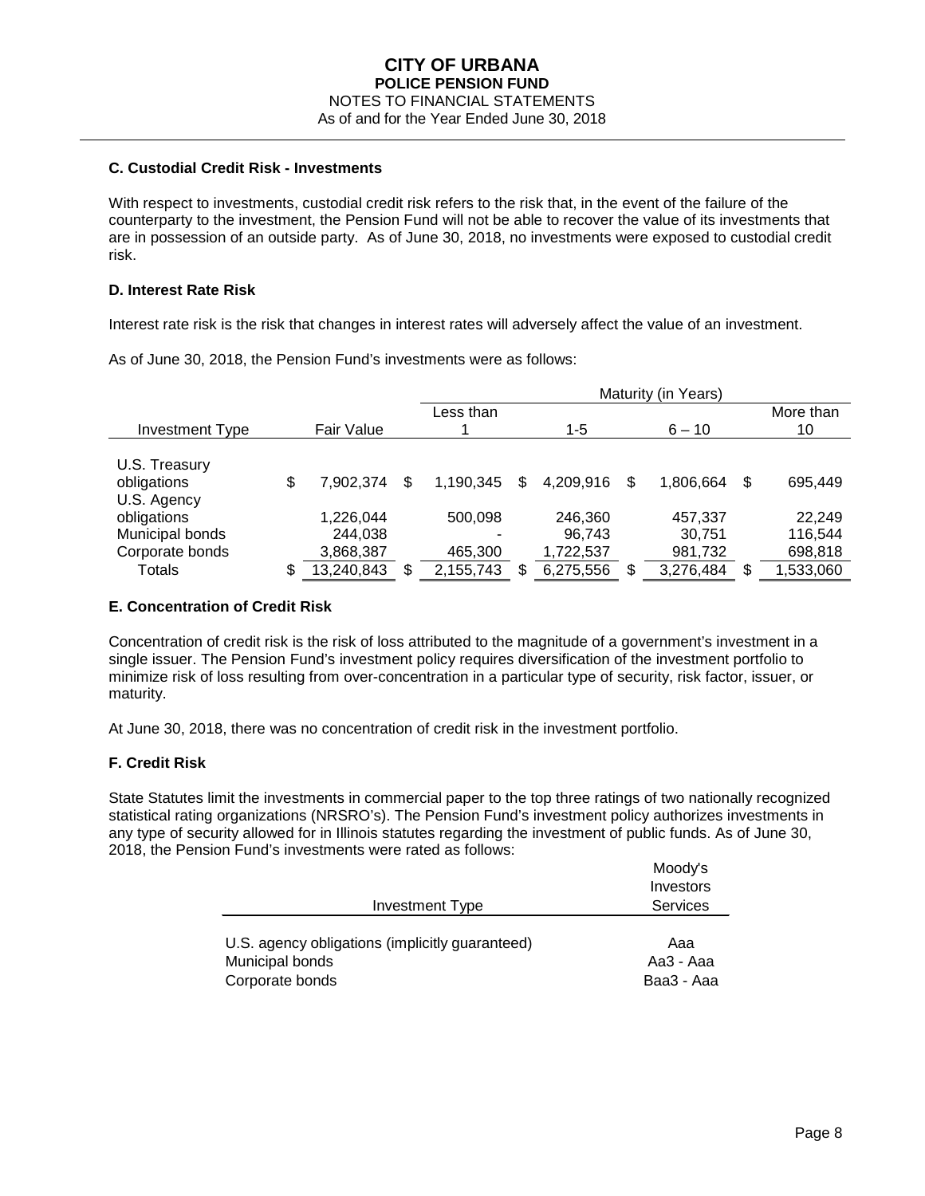## C. Custodial Credit Risk - Investments

With respect to investments, custodial credit risk refers to the risk that, in the event of the failure of the counterparty to the investment, the Pension Fund will not be able to recover the value of its investments that are in possession of an outside party. As of June 30, 2018, no investments were exposed to custodial credit risk.

## D. Interest Rate Risk

Interest rate risk is the risk that changes in interest rates will adversely affect the value of an investment.

As of June 30, 2018, the Pension Fund's investments were as follows:

| | | Maturity (in Years) | | | |
|---|---|---|---|---|---|
| Investment Type | Fair Value | Less than 1 | 1-5 | 6 – 10 | More than 10 |
| U.S. Treasury obligations | $ 7,902,374 | $ 1,190,345 | $ 4,209,916 | $ 1,806,664 | $ 695,449 |
| U.S. Agency obligations | 1,226,044 | 500,098 | 246,360 | 457,337 | 22,249 |
| Municipal bonds | 244,038 | - | 96,743 | 30,751 | 116,544 |
| Corporate bonds | 3,868,387 | 465,300 | 1,722,537 | 981,732 | 698,818 |
| Totals | $ 13,240,843 | $ 2,155,743 | $ 6,275,556 | $ 3,276,484 | $ 1,533,060 |

## E. Concentration of Credit Risk

Concentration of credit risk is the risk of loss attributed to the magnitude of a government's investment in a single issuer. The Pension Fund's investment policy requires diversification of the investment portfolio to minimize risk of loss resulting from over-concentration in a particular type of security, risk factor, issuer, or maturity.

At June 30, 2018, there was no concentration of credit risk in the investment portfolio.

## F. Credit Risk

State Statutes limit the investments in commercial paper to the top three ratings of two nationally recognized statistical rating organizations (NRSRO's). The Pension Fund's investment policy authorizes investments in any type of security allowed for in Illinois statutes regarding the investment of public funds. As of June 30, 2018, the Pension Fund's investments were rated as follows:

| Investment Type | Moody's Investors Services |
|---|---|
| U.S. agency obligations (implicitly guaranteed) | Aaa |
| Municipal bonds | Aa3 - Aaa |
| Corporate bonds | Baa3 - Aaa |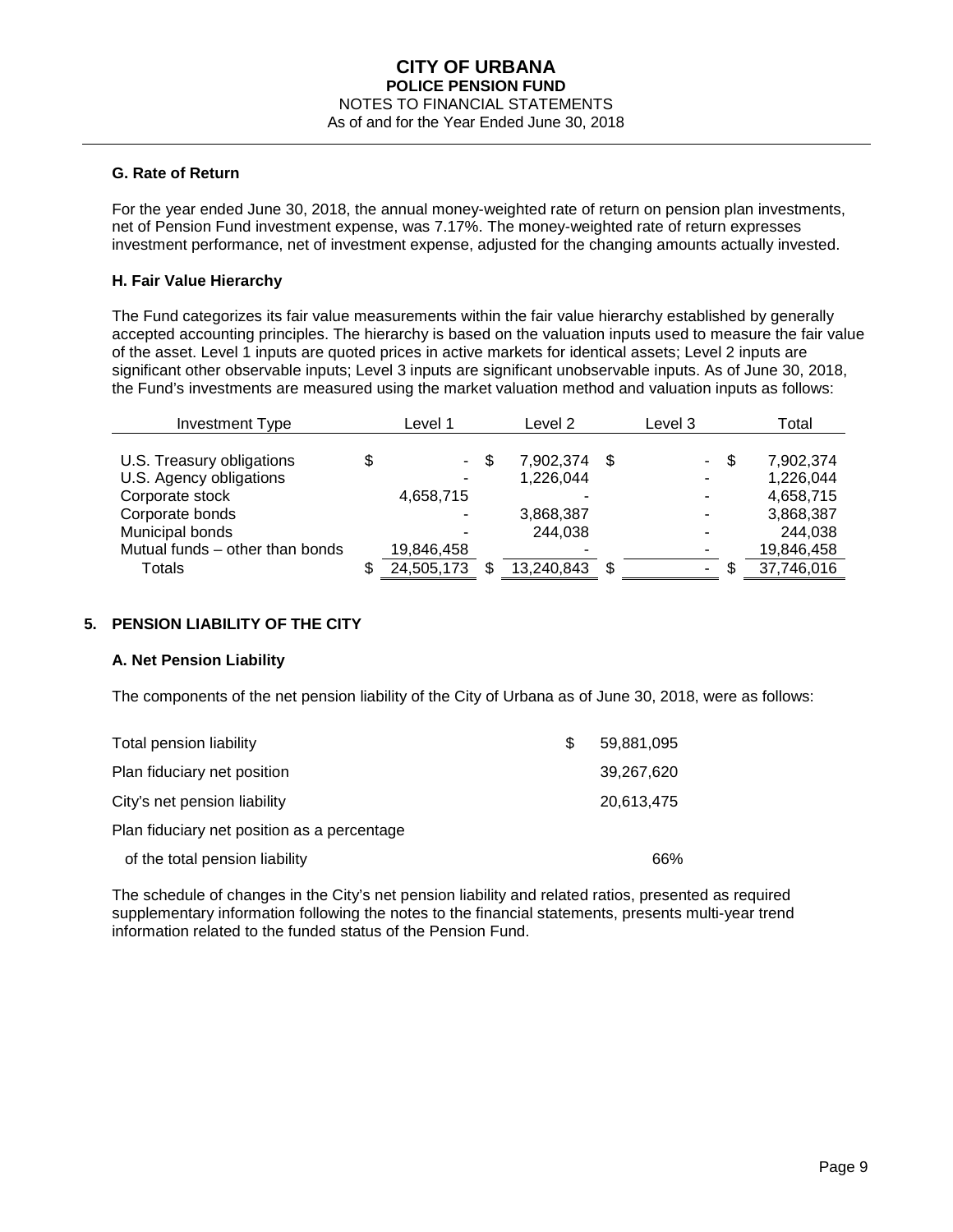### G. Rate of Return

For the year ended June 30, 2018, the annual money-weighted rate of return on pension plan investments, net of Pension Fund investment expense, was 7.17%. The money-weighted rate of return expresses investment performance, net of investment expense, adjusted for the changing amounts actually invested.

### H. Fair Value Hierarchy

The Fund categorizes its fair value measurements within the fair value hierarchy established by generally accepted accounting principles. The hierarchy is based on the valuation inputs used to measure the fair value of the asset. Level 1 inputs are quoted prices in active markets for identical assets; Level 2 inputs are significant other observable inputs; Level 3 inputs are significant unobservable inputs. As of June 30, 2018, the Fund's investments are measured using the market valuation method and valuation inputs as follows:

| Investment Type | Level 1 | Level 2 | Level 3 | Total |
|---|---|---|---|---|
| U.S. Treasury obligations | $ - | $ 7,902,374 | $ - | $ 7,902,374 |
| U.S. Agency obligations | - | 1,226,044 | - | 1,226,044 |
| Corporate stock | 4,658,715 | - | - | 4,658,715 |
| Corporate bonds | - | 3,868,387 | - | 3,868,387 |
| Municipal bonds | - | 244,038 | - | 244,038 |
| Mutual funds – other than bonds | 19,846,458 | - | - | 19,846,458 |
| Totals | $ 24,505,173 | $ 13,240,843 | $ - | $ 37,746,016 |

## 5. PENSION LIABILITY OF THE CITY

### A. Net Pension Liability

The components of the net pension liability of the City of Urbana as of June 30, 2018, were as follows:

| | |
|---|---|
| Total pension liability | $ 59,881,095 |
| Plan fiduciary net position | 39,267,620 |
| City's net pension liability | 20,613,475 |
| Plan fiduciary net position as a percentage of the total pension liability | 66% |

The schedule of changes in the City's net pension liability and related ratios, presented as required supplementary information following the notes to the financial statements, presents multi-year trend information related to the funded status of the Pension Fund.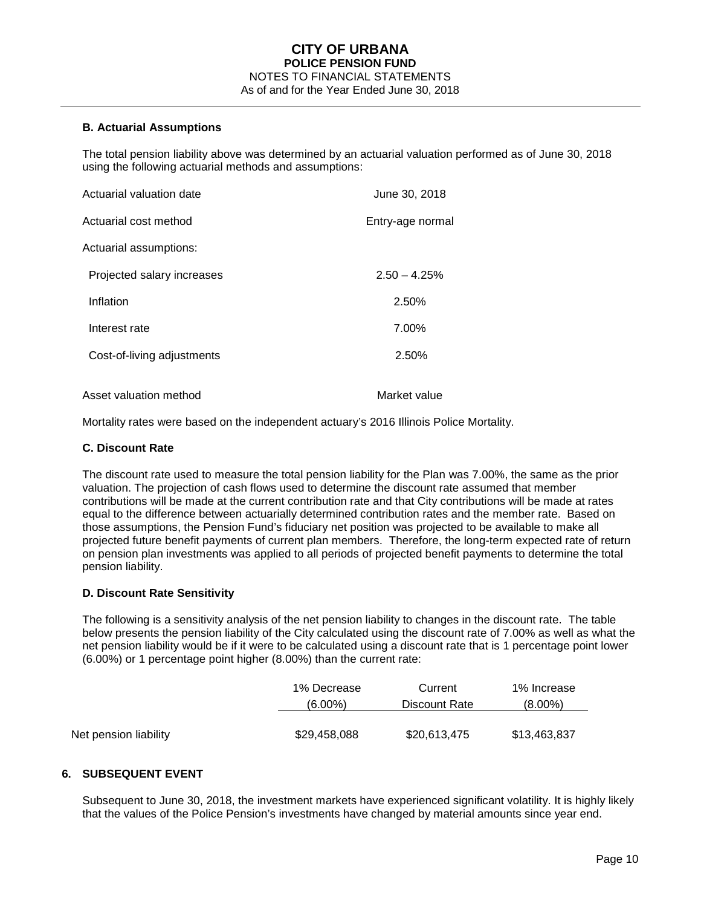### B. Actuarial Assumptions

The total pension liability above was determined by an actuarial valuation performed as of June 30, 2018 using the following actuarial methods and assumptions:

| | |
|---|---|
| Actuarial valuation date | June 30, 2018 |
| Actuarial cost method | Entry-age normal |
| Actuarial assumptions: | |
| Projected salary increases | 2.50 – 4.25% |
| Inflation | 2.50% |
| Interest rate | 7.00% |
| Cost-of-living adjustments | 2.50% |
| Asset valuation method | Market value |

Mortality rates were based on the independent actuary's 2016 Illinois Police Mortality.

### C. Discount Rate

The discount rate used to measure the total pension liability for the Plan was 7.00%, the same as the prior valuation. The projection of cash flows used to determine the discount rate assumed that member contributions will be made at the current contribution rate and that City contributions will be made at rates equal to the difference between actuarially determined contribution rates and the member rate. Based on those assumptions, the Pension Fund's fiduciary net position was projected to be available to make all projected future benefit payments of current plan members. Therefore, the long-term expected rate of return on pension plan investments was applied to all periods of projected benefit payments to determine the total pension liability.

### D. Discount Rate Sensitivity

The following is a sensitivity analysis of the net pension liability to changes in the discount rate. The table below presents the pension liability of the City calculated using the discount rate of 7.00% as well as what the net pension liability would be if it were to be calculated using a discount rate that is 1 percentage point lower (6.00%) or 1 percentage point higher (8.00%) than the current rate:

| | 1% Decrease (6.00%) | Current Discount Rate | 1% Increase (8.00%) |
|---|---|---|---|
| Net pension liability | $29,458,088 | $20,613,475 | $13,463,837 |

## 6. SUBSEQUENT EVENT

Subsequent to June 30, 2018, the investment markets have experienced significant volatility. It is highly likely that the values of the Police Pension's investments have changed by material amounts since year end.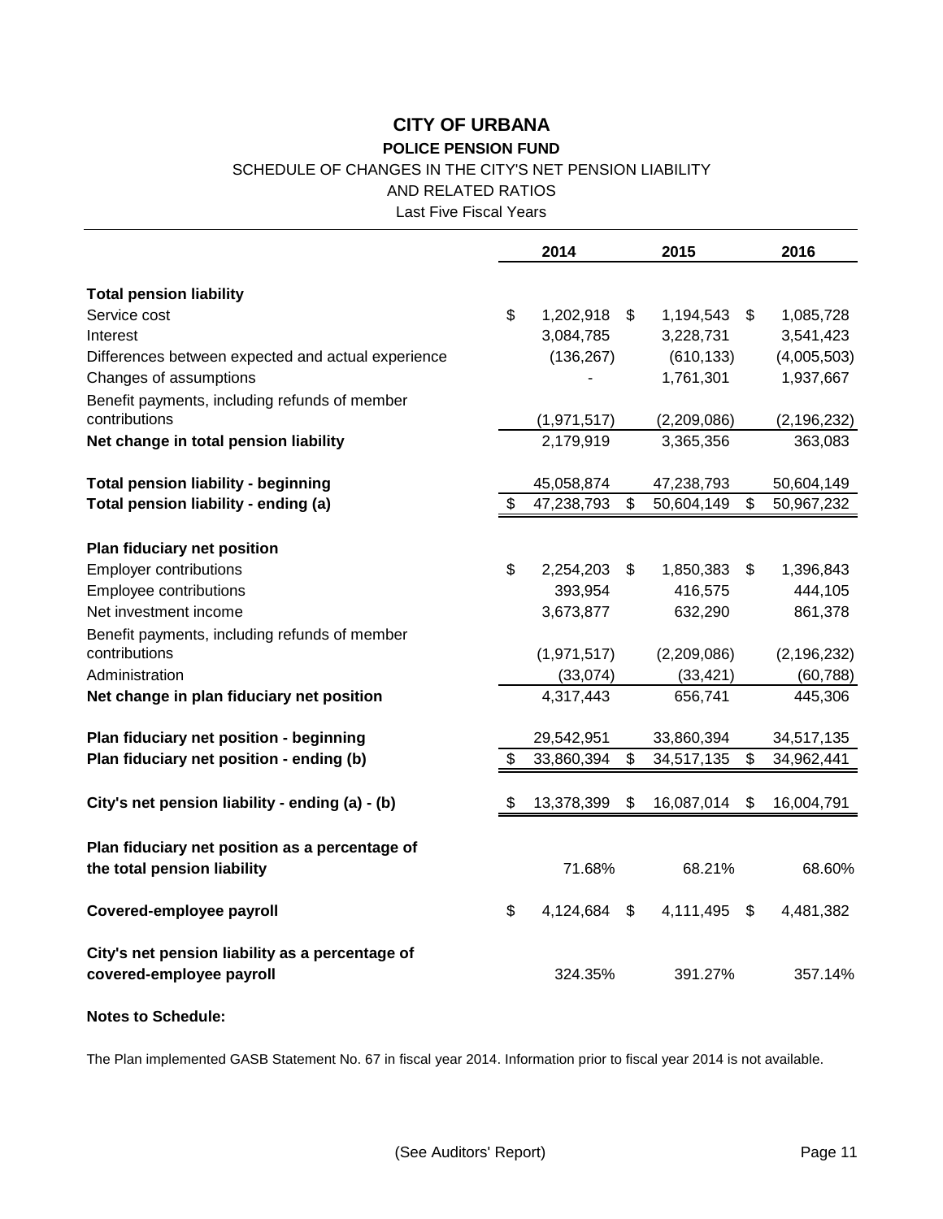# CITY OF URBANA

## POLICE PENSION FUND

SCHEDULE OF CHANGES IN THE CITY'S NET PENSION LIABILITY
AND RELATED RATIOS
Last Five Fiscal Years

| | 2014 | 2015 | 2016 |
|---|---|---|---|
| **Total pension liability** | | | |
| Service cost | $ 1,202,918 | $ 1,194,543 | $ 1,085,728 |
| Interest | 3,084,785 | 3,228,731 | 3,541,423 |
| Differences between expected and actual experience | (136,267) | (610,133) | (4,005,503) |
| Changes of assumptions | - | 1,761,301 | 1,937,667 |
| Benefit payments, including refunds of member contributions | (1,971,517) | (2,209,086) | (2,196,232) |
| **Net change in total pension liability** | 2,179,919 | 3,365,356 | 363,083 |
| **Total pension liability - beginning** | 45,058,874 | 47,238,793 | 50,604,149 |
| **Total pension liability - ending (a)** | $ 47,238,793 | $ 50,604,149 | $ 50,967,232 |
| **Plan fiduciary net position** | | | |
| Employer contributions | $ 2,254,203 | $ 1,850,383 | $ 1,396,843 |
| Employee contributions | 393,954 | 416,575 | 444,105 |
| Net investment income | 3,673,877 | 632,290 | 861,378 |
| Benefit payments, including refunds of member contributions | (1,971,517) | (2,209,086) | (2,196,232) |
| Administration | (33,074) | (33,421) | (60,788) |
| **Net change in plan fiduciary net position** | 4,317,443 | 656,741 | 445,306 |
| **Plan fiduciary net position - beginning** | 29,542,951 | 33,860,394 | 34,517,135 |
| **Plan fiduciary net position - ending (b)** | $ 33,860,394 | $ 34,517,135 | $ 34,962,441 |
| **City's net pension liability - ending (a) - (b)** | $ 13,378,399 | $ 16,087,014 | $ 16,004,791 |
| **Plan fiduciary net position as a percentage of the total pension liability** | 71.68% | 68.21% | 68.60% |
| **Covered-employee payroll** | $ 4,124,684 | $ 4,111,495 | $ 4,481,382 |
| **City's net pension liability as a percentage of covered-employee payroll** | 324.35% | 391.27% | 357.14% |

**Notes to Schedule:**

The Plan implemented GASB Statement No. 67 in fiscal year 2014. Information prior to fiscal year 2014 is not available.

(See Auditors' Report)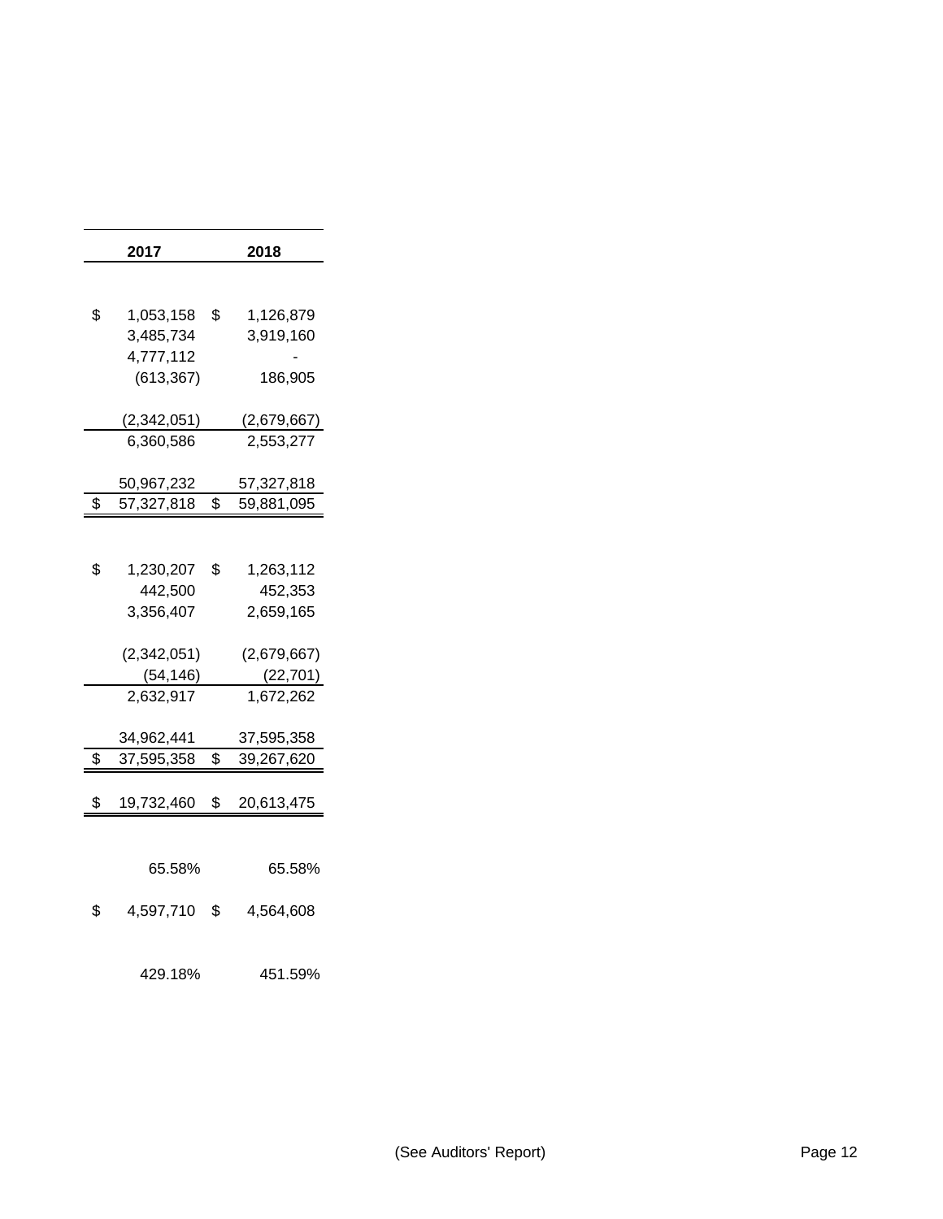| 2017 | 2018 |
|---|---|
| | |
| $ 1,053,158 | $ 1,126,879 |
| 3,485,734 | 3,919,160 |
| 4,777,112 | - |
| (613,367) | 186,905 |
| | |
| (2,342,051) | (2,679,667) |
| 6,360,586 | 2,553,277 |
| | |
| 50,967,232 | 57,327,818 |
| $ 57,327,818 | $ 59,881,095 |
| | |
| $ 1,230,207 | $ 1,263,112 |
| 442,500 | 452,353 |
| 3,356,407 | 2,659,165 |
| | |
| (2,342,051) | (2,679,667) |
| (54,146) | (22,701) |
| 2,632,917 | 1,672,262 |
| | |
| 34,962,441 | 37,595,358 |
| $ 37,595,358 | $ 39,267,620 |
| | |
| $ 19,732,460 | $ 20,613,475 |
| | |
| 65.58% | 65.58% |
| | |
| $ 4,597,710 | $ 4,564,608 |
| | |
| 429.18% | 451.59% |

(See Auditors' Report)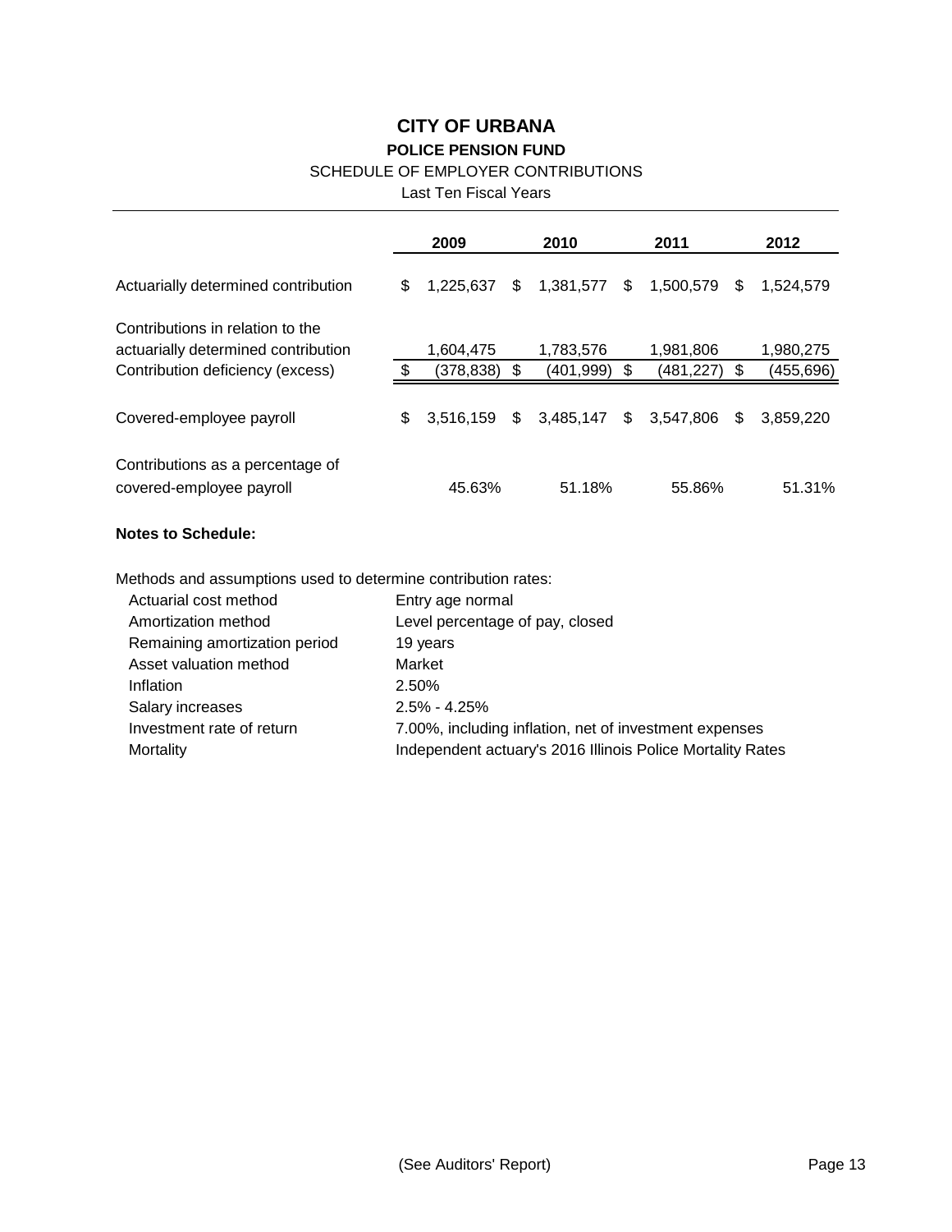# CITY OF URBANA

## POLICE PENSION FUND

SCHEDULE OF EMPLOYER CONTRIBUTIONS

Last Ten Fiscal Years

| | 2009 | 2010 | 2011 | 2012 |
|---|---|---|---|---|
| Actuarially determined contribution | $ 1,225,637 | $ 1,381,577 | $ 1,500,579 | $ 1,524,579 |
| Contributions in relation to the actuarially determined contribution | 1,604,475 | 1,783,576 | 1,981,806 | 1,980,275 |
| Contribution deficiency (excess) | $ (378,838) | $ (401,999) | $ (481,227) | $ (455,696) |
| Covered-employee payroll | $ 3,516,159 | $ 3,485,147 | $ 3,547,806 | $ 3,859,220 |
| Contributions as a percentage of covered-employee payroll | 45.63% | 51.18% | 55.86% | 51.31% |

**Notes to Schedule:**

Methods and assumptions used to determine contribution rates:

| | |
|---|---|
| Actuarial cost method | Entry age normal |
| Amortization method | Level percentage of pay, closed |
| Remaining amortization period | 19 years |
| Asset valuation method | Market |
| Inflation | 2.50% |
| Salary increases | 2.5% - 4.25% |
| Investment rate of return | 7.00%, including inflation, net of investment expenses |
| Mortality | Independent actuary's 2016 Illinois Police Mortality Rates |

(See Auditors' Report)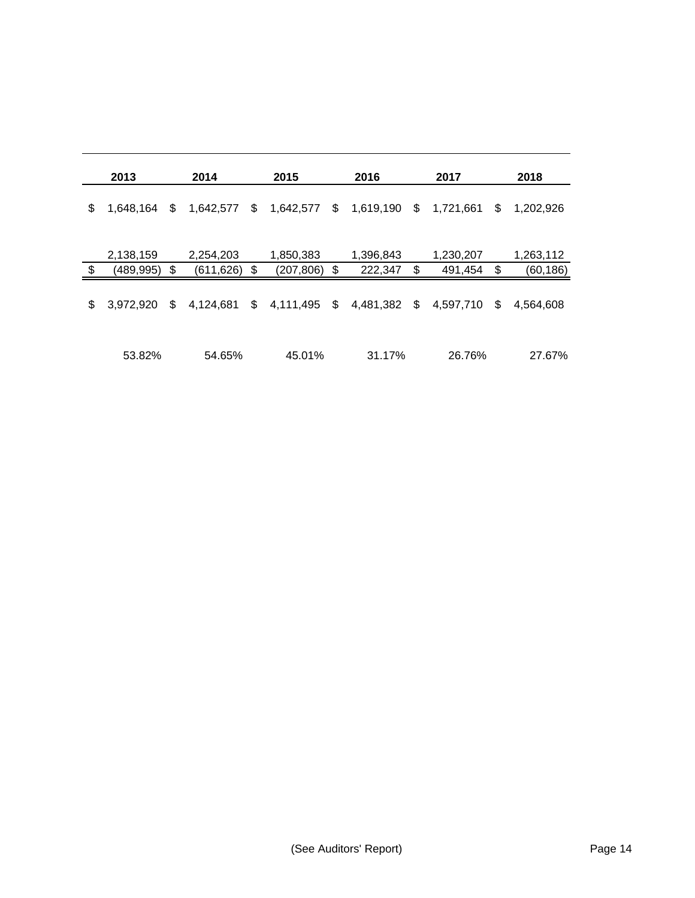| 2013 | 2014 | 2015 | 2016 | 2017 | 2018 |
|---|---|---|---|---|---|
| $ 1,648,164 | $ 1,642,577 | $ 1,642,577 | $ 1,619,190 | $ 1,721,661 | $ 1,202,926 |
| 2,138,159 | 2,254,203 | 1,850,383 | 1,396,843 | 1,230,207 | 1,263,112 |
| $ (489,995) | $ (611,626) | $ (207,806) | $ 222,347 | $ 491,454 | $ (60,186) |
| $ 3,972,920 | $ 4,124,681 | $ 4,111,495 | $ 4,481,382 | $ 4,597,710 | $ 4,564,608 |
| 53.82% | 54.65% | 45.01% | 31.17% | 26.76% | 27.67% |

(See Auditors' Report)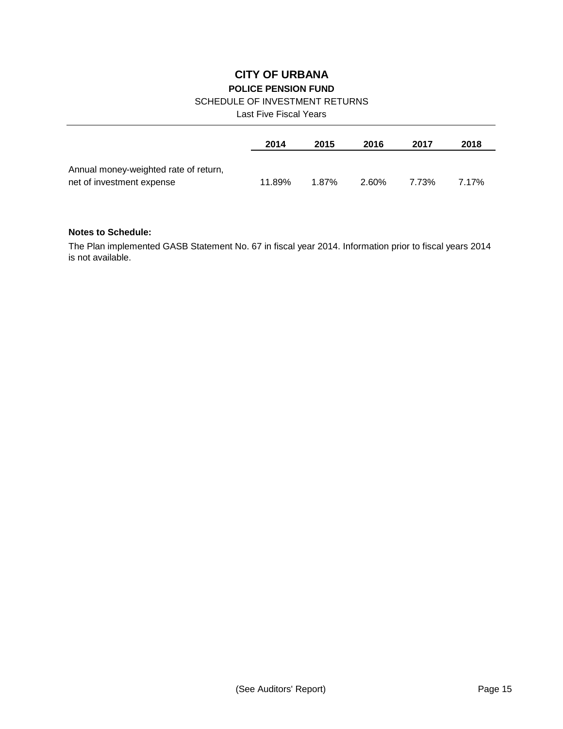# CITY OF URBANA

## POLICE PENSION FUND

SCHEDULE OF INVESTMENT RETURNS

Last Five Fiscal Years

| | 2014 | 2015 | 2016 | 2017 | 2018 |
|---|---|---|---|---|---|
| Annual money-weighted rate of return, net of investment expense | 11.89% | 1.87% | 2.60% | 7.73% | 7.17% |

**Notes to Schedule:**

The Plan implemented GASB Statement No. 67 in fiscal year 2014. Information prior to fiscal years 2014 is not available.

(See Auditors' Report)